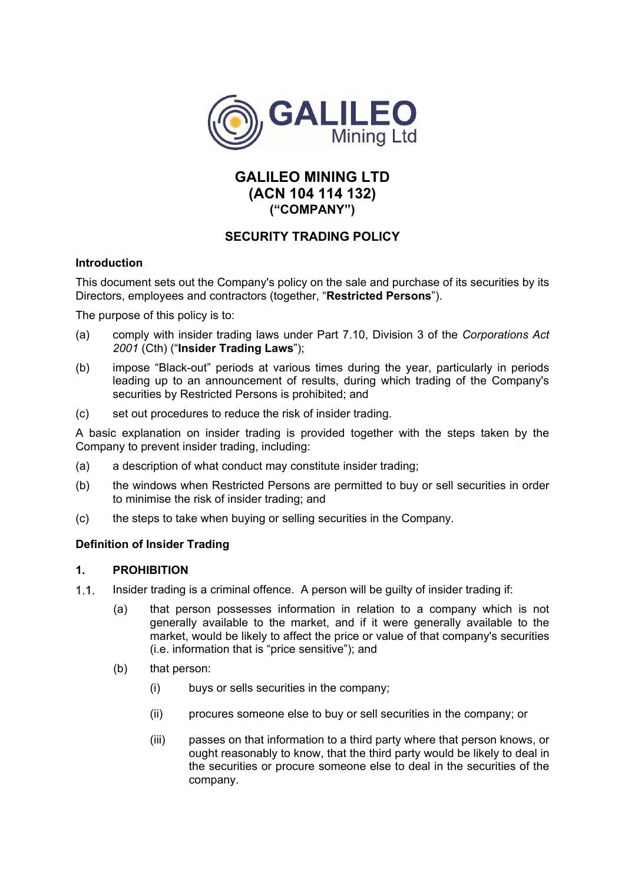# GALILEO MINING LTD
# (ACN 104 114 132)
### ("COMPANY")

## SECURITY TRADING POLICY

**Introduction**

This document sets out the Company's policy on the sale and purchase of its securities by its Directors, employees and contractors (together, "**Restricted Persons**").

The purpose of this policy is to:

(a) comply with insider trading laws under Part 7.10, Division 3 of the *Corporations Act 2001* (Cth) ("**Insider Trading Laws**");

(b) impose "Black-out" periods at various times during the year, particularly in periods leading up to an announcement of results, during which trading of the Company's securities by Restricted Persons is prohibited; and

(c) set out procedures to reduce the risk of insider trading.

A basic explanation on insider trading is provided together with the steps taken by the Company to prevent insider trading, including:

(a) a description of what conduct may constitute insider trading;

(b) the windows when Restricted Persons are permitted to buy or sell securities in order to minimise the risk of insider trading; and

(c) the steps to take when buying or selling securities in the Company.

**Definition of Insider Trading**

**1. PROHIBITION**

1.1. Insider trading is a criminal offence. A person will be guilty of insider trading if:

   (a) that person possesses information in relation to a company which is not generally available to the market, and if it were generally available to the market, would be likely to affect the price or value of that company's securities (i.e. information that is "price sensitive"); and

   (b) that person:

      (i) buys or sells securities in the company;

      (ii) procures someone else to buy or sell securities in the company; or

      (iii) passes on that information to a third party where that person knows, or ought reasonably to know, that the third party would be likely to deal in the securities or procure someone else to deal in the securities of the company.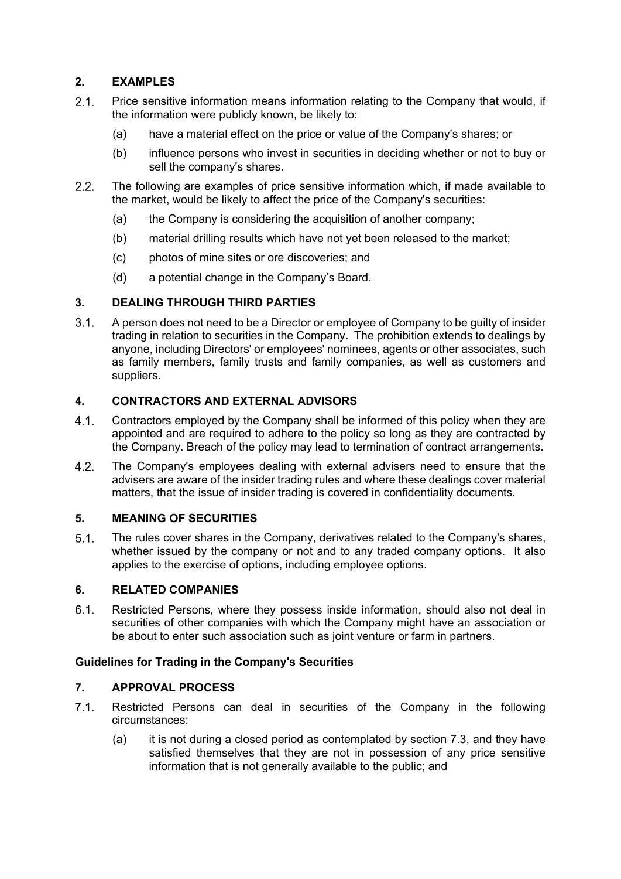## 2. EXAMPLES

2.1. Price sensitive information means information relating to the Company that would, if the information were publicly known, be likely to:

(a) have a material effect on the price or value of the Company's shares; or

(b) influence persons who invest in securities in deciding whether or not to buy or sell the company's shares.

2.2. The following are examples of price sensitive information which, if made available to the market, would be likely to affect the price of the Company's securities:

(a) the Company is considering the acquisition of another company;

(b) material drilling results which have not yet been released to the market;

(c) photos of mine sites or ore discoveries; and

(d) a potential change in the Company's Board.

## 3. DEALING THROUGH THIRD PARTIES

3.1. A person does not need to be a Director or employee of Company to be guilty of insider trading in relation to securities in the Company. The prohibition extends to dealings by anyone, including Directors' or employees' nominees, agents or other associates, such as family members, family trusts and family companies, as well as customers and suppliers.

## 4. CONTRACTORS AND EXTERNAL ADVISORS

4.1. Contractors employed by the Company shall be informed of this policy when they are appointed and are required to adhere to the policy so long as they are contracted by the Company. Breach of the policy may lead to termination of contract arrangements.

4.2. The Company's employees dealing with external advisers need to ensure that the advisers are aware of the insider trading rules and where these dealings cover material matters, that the issue of insider trading is covered in confidentiality documents.

## 5. MEANING OF SECURITIES

5.1. The rules cover shares in the Company, derivatives related to the Company's shares, whether issued by the company or not and to any traded company options. It also applies to the exercise of options, including employee options.

## 6. RELATED COMPANIES

6.1. Restricted Persons, where they possess inside information, should also not deal in securities of other companies with which the Company might have an association or be about to enter such association such as joint venture or farm in partners.

### Guidelines for Trading in the Company's Securities

## 7. APPROVAL PROCESS

7.1. Restricted Persons can deal in securities of the Company in the following circumstances:

(a) it is not during a closed period as contemplated by section 7.3, and they have satisfied themselves that they are not in possession of any price sensitive information that is not generally available to the public; and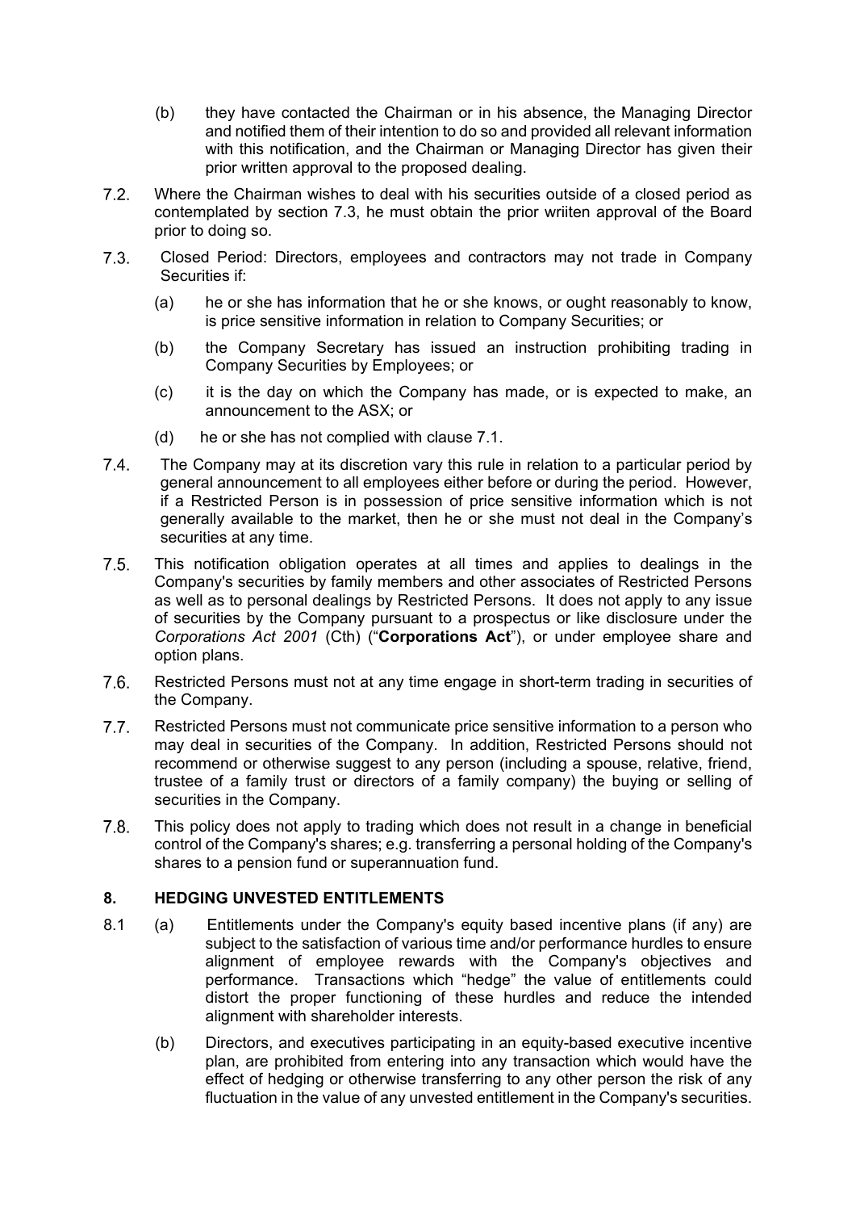(b) they have contacted the Chairman or in his absence, the Managing Director and notified them of their intention to do so and provided all relevant information with this notification, and the Chairman or Managing Director has given their prior written approval to the proposed dealing.

7.2. Where the Chairman wishes to deal with his securities outside of a closed period as contemplated by section 7.3, he must obtain the prior wriiten approval of the Board prior to doing so.

7.3. Closed Period: Directors, employees and contractors may not trade in Company Securities if:

(a) he or she has information that he or she knows, or ought reasonably to know, is price sensitive information in relation to Company Securities; or

(b) the Company Secretary has issued an instruction prohibiting trading in Company Securities by Employees; or

(c) it is the day on which the Company has made, or is expected to make, an announcement to the ASX; or

(d) he or she has not complied with clause 7.1.

7.4. The Company may at its discretion vary this rule in relation to a particular period by general announcement to all employees either before or during the period. However, if a Restricted Person is in possession of price sensitive information which is not generally available to the market, then he or she must not deal in the Company's securities at any time.

7.5. This notification obligation operates at all times and applies to dealings in the Company's securities by family members and other associates of Restricted Persons as well as to personal dealings by Restricted Persons. It does not apply to any issue of securities by the Company pursuant to a prospectus or like disclosure under the *Corporations Act 2001* (Cth) ("**Corporations Act**"), or under employee share and option plans.

7.6. Restricted Persons must not at any time engage in short-term trading in securities of the Company.

7.7. Restricted Persons must not communicate price sensitive information to a person who may deal in securities of the Company. In addition, Restricted Persons should not recommend or otherwise suggest to any person (including a spouse, relative, friend, trustee of a family trust or directors of a family company) the buying or selling of securities in the Company.

7.8. This policy does not apply to trading which does not result in a change in beneficial control of the Company's shares; e.g. transferring a personal holding of the Company's shares to a pension fund or superannuation fund.

## 8. HEDGING UNVESTED ENTITLEMENTS

8.1 (a) Entitlements under the Company's equity based incentive plans (if any) are subject to the satisfaction of various time and/or performance hurdles to ensure alignment of employee rewards with the Company's objectives and performance. Transactions which "hedge" the value of entitlements could distort the proper functioning of these hurdles and reduce the intended alignment with shareholder interests.

(b) Directors, and executives participating in an equity-based executive incentive plan, are prohibited from entering into any transaction which would have the effect of hedging or otherwise transferring to any other person the risk of any fluctuation in the value of any unvested entitlement in the Company's securities.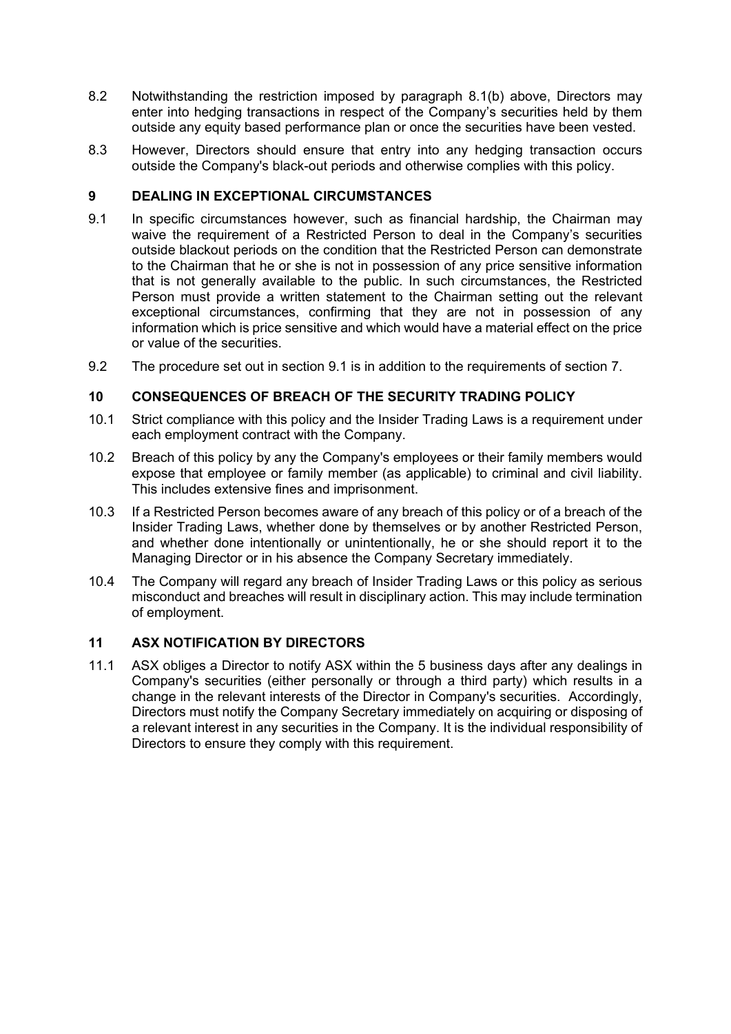8.2 Notwithstanding the restriction imposed by paragraph 8.1(b) above, Directors may enter into hedging transactions in respect of the Company's securities held by them outside any equity based performance plan or once the securities have been vested.

8.3 However, Directors should ensure that entry into any hedging transaction occurs outside the Company's black-out periods and otherwise complies with this policy.

## 9 DEALING IN EXCEPTIONAL CIRCUMSTANCES

9.1 In specific circumstances however, such as financial hardship, the Chairman may waive the requirement of a Restricted Person to deal in the Company's securities outside blackout periods on the condition that the Restricted Person can demonstrate to the Chairman that he or she is not in possession of any price sensitive information that is not generally available to the public. In such circumstances, the Restricted Person must provide a written statement to the Chairman setting out the relevant exceptional circumstances, confirming that they are not in possession of any information which is price sensitive and which would have a material effect on the price or value of the securities.

9.2 The procedure set out in section 9.1 is in addition to the requirements of section 7.

## 10 CONSEQUENCES OF BREACH OF THE SECURITY TRADING POLICY

10.1 Strict compliance with this policy and the Insider Trading Laws is a requirement under each employment contract with the Company.

10.2 Breach of this policy by any the Company's employees or their family members would expose that employee or family member (as applicable) to criminal and civil liability. This includes extensive fines and imprisonment.

10.3 If a Restricted Person becomes aware of any breach of this policy or of a breach of the Insider Trading Laws, whether done by themselves or by another Restricted Person, and whether done intentionally or unintentionally, he or she should report it to the Managing Director or in his absence the Company Secretary immediately.

10.4 The Company will regard any breach of Insider Trading Laws or this policy as serious misconduct and breaches will result in disciplinary action. This may include termination of employment.

## 11 ASX NOTIFICATION BY DIRECTORS

11.1 ASX obliges a Director to notify ASX within the 5 business days after any dealings in Company's securities (either personally or through a third party) which results in a change in the relevant interests of the Director in Company's securities. Accordingly, Directors must notify the Company Secretary immediately on acquiring or disposing of a relevant interest in any securities in the Company. It is the individual responsibility of Directors to ensure they comply with this requirement.